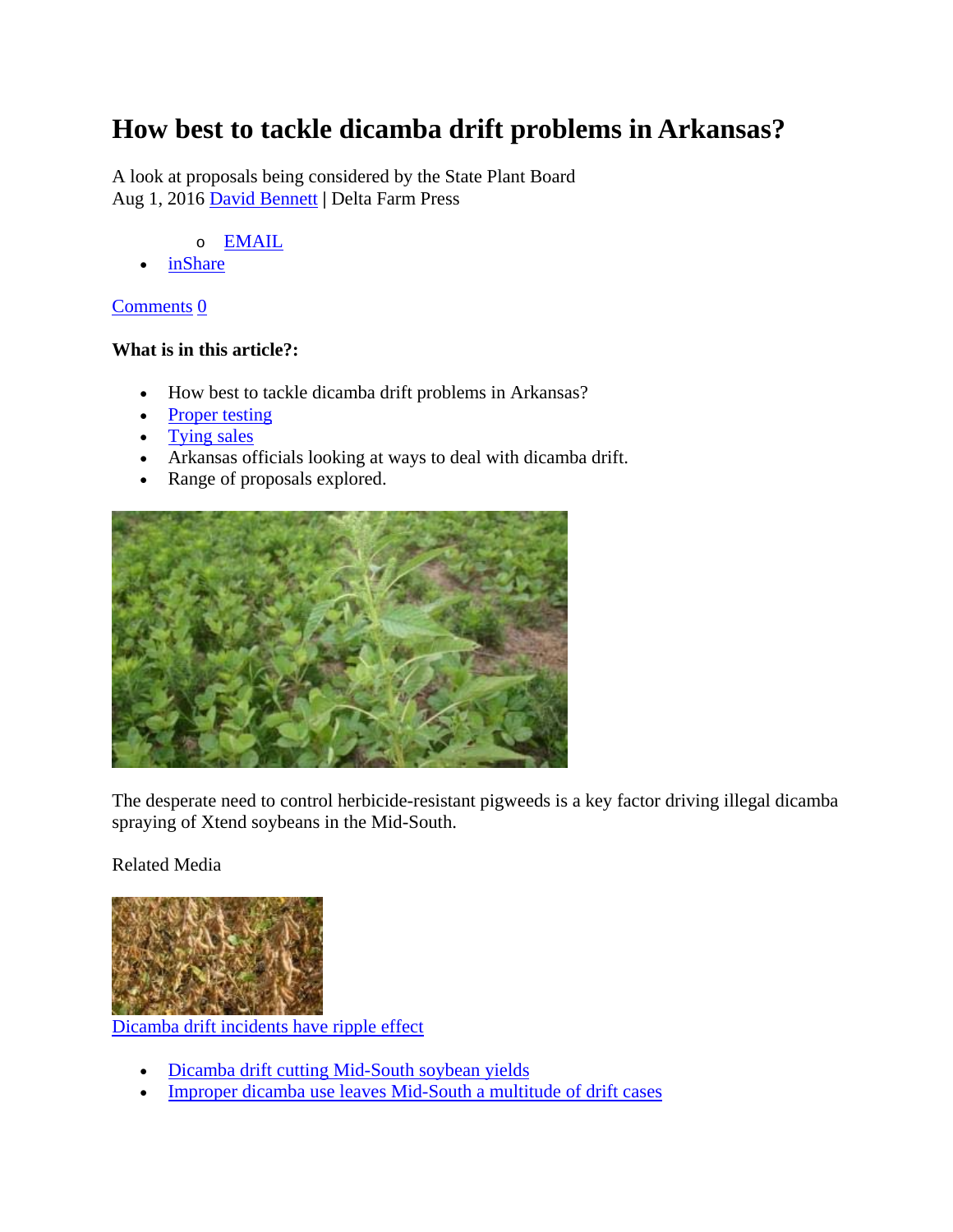# How best to tackle dicamba drift problems in Arkansas?

A look at proposals being considered by the State Plant Board
Aug 1, 2016 David Bennett | Delta Farm Press

- EMAIL
- inShare

Comments 0

**What is in this article?:**

- How best to tackle dicamba drift problems in Arkansas?
- Proper testing
- Tying sales
- Arkansas officials looking at ways to deal with dicamba drift.
- Range of proposals explored.

The desperate need to control herbicide-resistant pigweeds is a key factor driving illegal dicamba spraying of Xtend soybeans in the Mid-South.

Related Media

Dicamba drift incidents have ripple effect

- Dicamba drift cutting Mid-South soybean yields
- Improper dicamba use leaves Mid-South a multitude of drift cases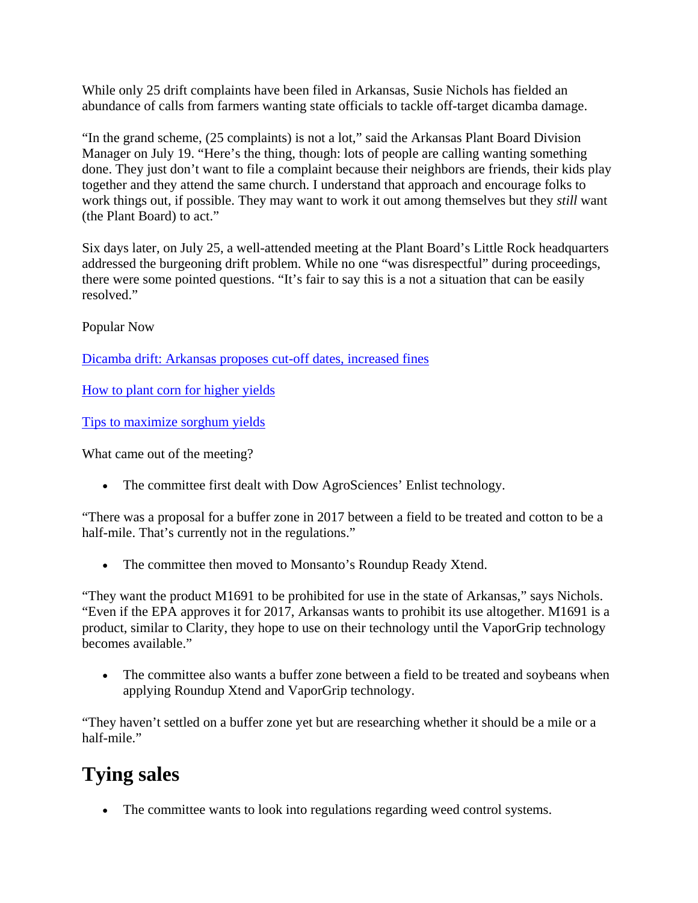While only 25 drift complaints have been filed in Arkansas, Susie Nichols has fielded an abundance of calls from farmers wanting state officials to tackle off-target dicamba damage.

“In the grand scheme, (25 complaints) is not a lot,” said the Arkansas Plant Board Division Manager on July 19. “Here’s the thing, though: lots of people are calling wanting something done. They just don’t want to file a complaint because their neighbors are friends, their kids play together and they attend the same church. I understand that approach and encourage folks to work things out, if possible. They may want to work it out among themselves but they *still* want (the Plant Board) to act.”

Six days later, on July 25, a well-attended meeting at the Plant Board’s Little Rock headquarters addressed the burgeoning drift problem. While no one “was disrespectful” during proceedings, there were some pointed questions. “It’s fair to say this is a not a situation that can be easily resolved.”

Popular Now

Dicamba drift: Arkansas proposes cut-off dates, increased fines

How to plant corn for higher yields

Tips to maximize sorghum yields

What came out of the meeting?

- The committee first dealt with Dow AgroSciences’ Enlist technology.

“There was a proposal for a buffer zone in 2017 between a field to be treated and cotton to be a half-mile. That’s currently not in the regulations.”

- The committee then moved to Monsanto’s Roundup Ready Xtend.

“They want the product M1691 to be prohibited for use in the state of Arkansas,” says Nichols. “Even if the EPA approves it for 2017, Arkansas wants to prohibit its use altogether. M1691 is a product, similar to Clarity, they hope to use on their technology until the VaporGrip technology becomes available.”

- The committee also wants a buffer zone between a field to be treated and soybeans when applying Roundup Xtend and VaporGrip technology.

“They haven’t settled on a buffer zone yet but are researching whether it should be a mile or a half-mile.”

## Tying sales

- The committee wants to look into regulations regarding weed control systems.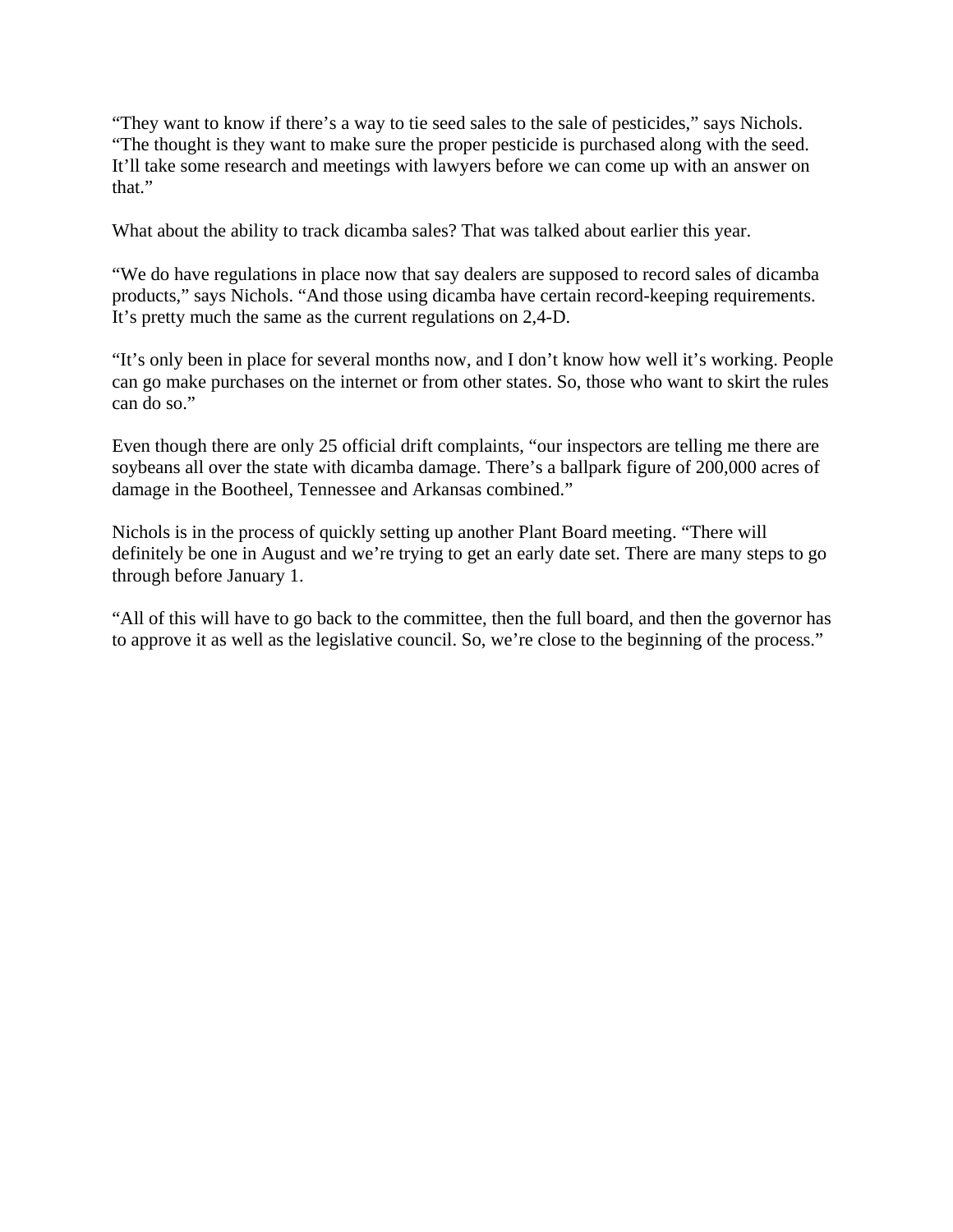"They want to know if there's a way to tie seed sales to the sale of pesticides," says Nichols. "The thought is they want to make sure the proper pesticide is purchased along with the seed. It'll take some research and meetings with lawyers before we can come up with an answer on that."

What about the ability to track dicamba sales? That was talked about earlier this year.

"We do have regulations in place now that say dealers are supposed to record sales of dicamba products," says Nichols. "And those using dicamba have certain record-keeping requirements. It's pretty much the same as the current regulations on 2,4-D.

"It's only been in place for several months now, and I don't know how well it's working. People can go make purchases on the internet or from other states. So, those who want to skirt the rules can do so."

Even though there are only 25 official drift complaints, "our inspectors are telling me there are soybeans all over the state with dicamba damage. There's a ballpark figure of 200,000 acres of damage in the Bootheel, Tennessee and Arkansas combined."

Nichols is in the process of quickly setting up another Plant Board meeting. "There will definitely be one in August and we're trying to get an early date set. There are many steps to go through before January 1.

"All of this will have to go back to the committee, then the full board, and then the governor has to approve it as well as the legislative council. So, we're close to the beginning of the process."